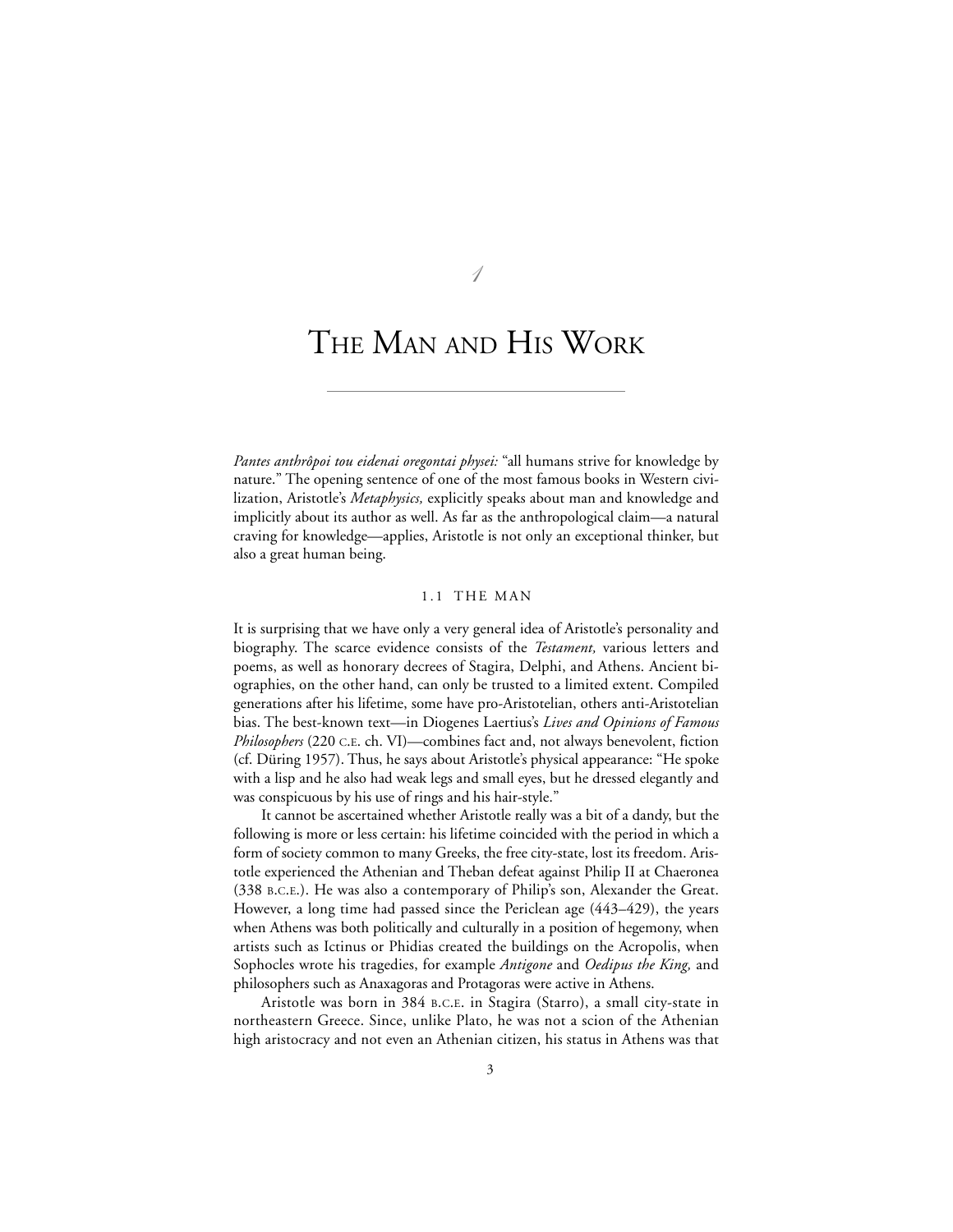# 1

# The Man and His Work

*Pantes anthrôpoi tou eidenai oregontai physei:* "all humans strive for knowledge by nature." The opening sentence of one of the most famous books in Western civilization, Aristotle's *Metaphysics,* explicitly speaks about man and knowledge and implicitly about its author as well. As far as the anthropological claim—a natural craving for knowledge—applies, Aristotle is not only an exceptional thinker, but also a great human being.

## 1.1 The Man

It is surprising that we have only a very general idea of Aristotle's personality and biography. The scarce evidence consists of the *Testament,* various letters and poems, as well as honorary decrees of Stagira, Delphi, and Athens. Ancient biographies, on the other hand, can only be trusted to a limited extent. Compiled generations after his lifetime, some have pro-Aristotelian, others anti-Aristotelian bias. The best-known text—in Diogenes Laertius's *Lives and Opinions of Famous Philosophers* (220 C.E. ch. VI)—combines fact and, not always benevolent, fiction (cf. Düring 1957). Thus, he says about Aristotle's physical appearance: "He spoke with a lisp and he also had weak legs and small eyes, but he dressed elegantly and was conspicuous by his use of rings and his hair-style."

It cannot be ascertained whether Aristotle really was a bit of a dandy, but the following is more or less certain: his lifetime coincided with the period in which a form of society common to many Greeks, the free city-state, lost its freedom. Aristotle experienced the Athenian and Theban defeat against Philip II at Chaeronea (338 B.C.E.). He was also a contemporary of Philip's son, Alexander the Great. However, a long time had passed since the Periclean age (443–429), the years when Athens was both politically and culturally in a position of hegemony, when artists such as Ictinus or Phidias created the buildings on the Acropolis, when Sophocles wrote his tragedies, for example *Antigone* and *Oedipus the King,* and philosophers such as Anaxagoras and Protagoras were active in Athens.

Aristotle was born in 384 B.C.E. in Stagira (Starro), a small city-state in northeastern Greece. Since, unlike Plato, he was not a scion of the Athenian high aristocracy and not even an Athenian citizen, his status in Athens was that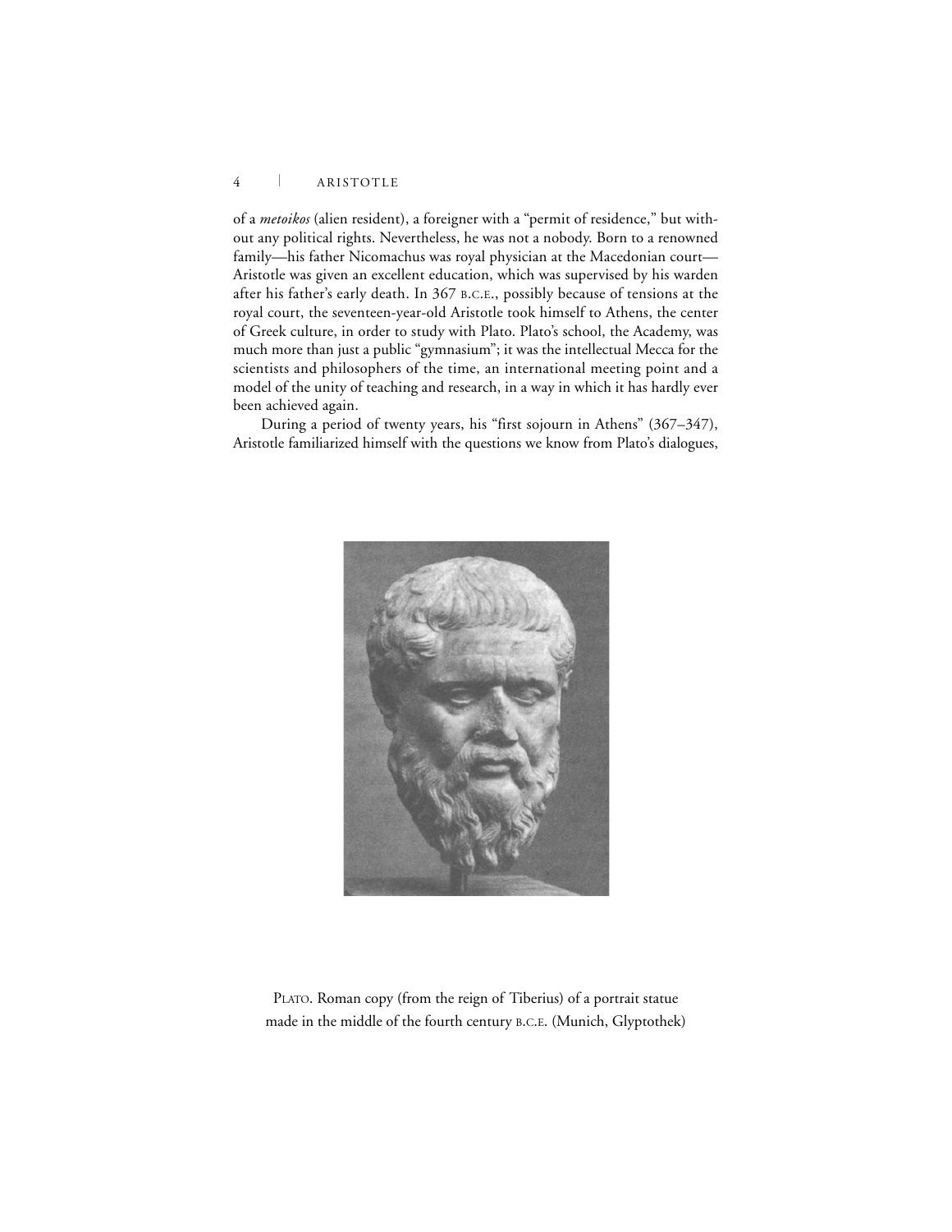of a *metoikos* (alien resident), a foreigner with a "permit of residence," but without any political rights. Nevertheless, he was not a nobody. Born to a renowned family—his father Nicomachus was royal physician at the Macedonian court—Aristotle was given an excellent education, which was supervised by his warden after his father's early death. In 367 B.C.E., possibly because of tensions at the royal court, the seventeen-year-old Aristotle took himself to Athens, the center of Greek culture, in order to study with Plato. Plato's school, the Academy, was much more than just a public "gymnasium"; it was the intellectual Mecca for the scientists and philosophers of the time, an international meeting point and a model of the unity of teaching and research, in a way in which it has hardly ever been achieved again.

During a period of twenty years, his "first sojourn in Athens" (367–347), Aristotle familiarized himself with the questions we know from Plato's dialogues,

PLATO. Roman copy (from the reign of Tiberius) of a portrait statue made in the middle of the fourth century B.C.E. (Munich, Glyptothek)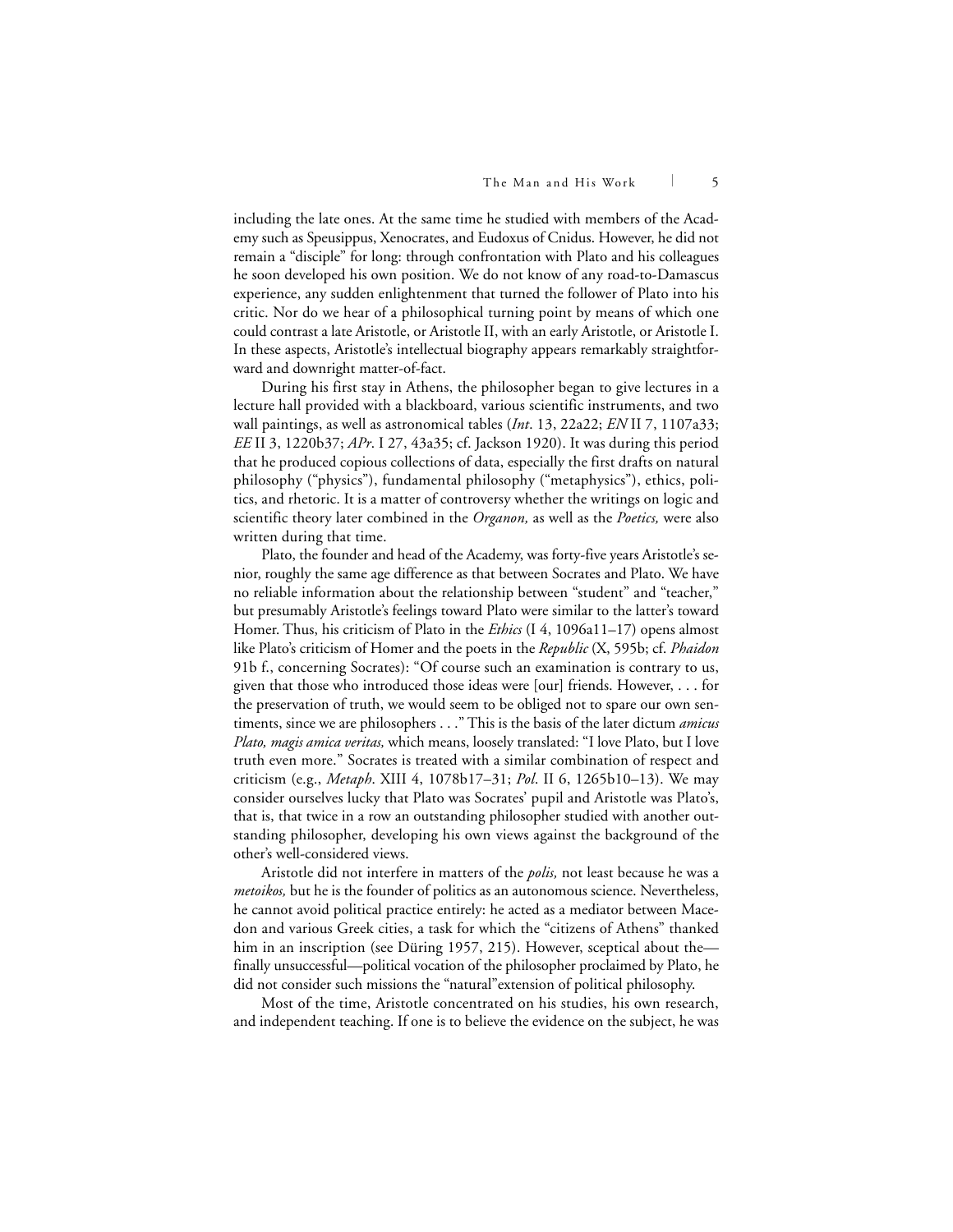including the late ones. At the same time he studied with members of the Academy such as Speusippus, Xenocrates, and Eudoxus of Cnidus. However, he did not remain a "disciple" for long: through confrontation with Plato and his colleagues he soon developed his own position. We do not know of any road-to-Damascus experience, any sudden enlightenment that turned the follower of Plato into his critic. Nor do we hear of a philosophical turning point by means of which one could contrast a late Aristotle, or Aristotle II, with an early Aristotle, or Aristotle I. In these aspects, Aristotle's intellectual biography appears remarkably straightforward and downright matter-of-fact.

During his first stay in Athens, the philosopher began to give lectures in a lecture hall provided with a blackboard, various scientific instruments, and two wall paintings, as well as astronomical tables (*Int*. 13, 22a22; *EN* II 7, 1107a33; *EE* II 3, 1220b37; *APr*. I 27, 43a35; cf. Jackson 1920). It was during this period that he produced copious collections of data, especially the first drafts on natural philosophy ("physics"), fundamental philosophy ("metaphysics"), ethics, politics, and rhetoric. It is a matter of controversy whether the writings on logic and scientific theory later combined in the *Organon,* as well as the *Poetics,* were also written during that time.

Plato, the founder and head of the Academy, was forty-five years Aristotle's senior, roughly the same age difference as that between Socrates and Plato. We have no reliable information about the relationship between "student" and "teacher," but presumably Aristotle's feelings toward Plato were similar to the latter's toward Homer. Thus, his criticism of Plato in the *Ethics* (I 4, 1096a11–17) opens almost like Plato's criticism of Homer and the poets in the *Republic* (X, 595b; cf. *Phaidon* 91b f., concerning Socrates): "Of course such an examination is contrary to us, given that those who introduced those ideas were [our] friends. However, . . . for the preservation of truth, we would seem to be obliged not to spare our own sentiments, since we are philosophers . . ." This is the basis of the later dictum *amicus Plato, magis amica veritas,* which means, loosely translated: "I love Plato, but I love truth even more." Socrates is treated with a similar combination of respect and criticism (e.g., *Metaph*. XIII 4, 1078b17–31; *Pol*. II 6, 1265b10–13). We may consider ourselves lucky that Plato was Socrates' pupil and Aristotle was Plato's, that is, that twice in a row an outstanding philosopher studied with another outstanding philosopher, developing his own views against the background of the other's well-considered views.

Aristotle did not interfere in matters of the *polis,* not least because he was a *metoikos,* but he is the founder of politics as an autonomous science. Nevertheless, he cannot avoid political practice entirely: he acted as a mediator between Macedon and various Greek cities, a task for which the "citizens of Athens" thanked him in an inscription (see Düring 1957, 215). However, sceptical about the—finally unsuccessful—political vocation of the philosopher proclaimed by Plato, he did not consider such missions the "natural"extension of political philosophy.

Most of the time, Aristotle concentrated on his studies, his own research, and independent teaching. If one is to believe the evidence on the subject, he was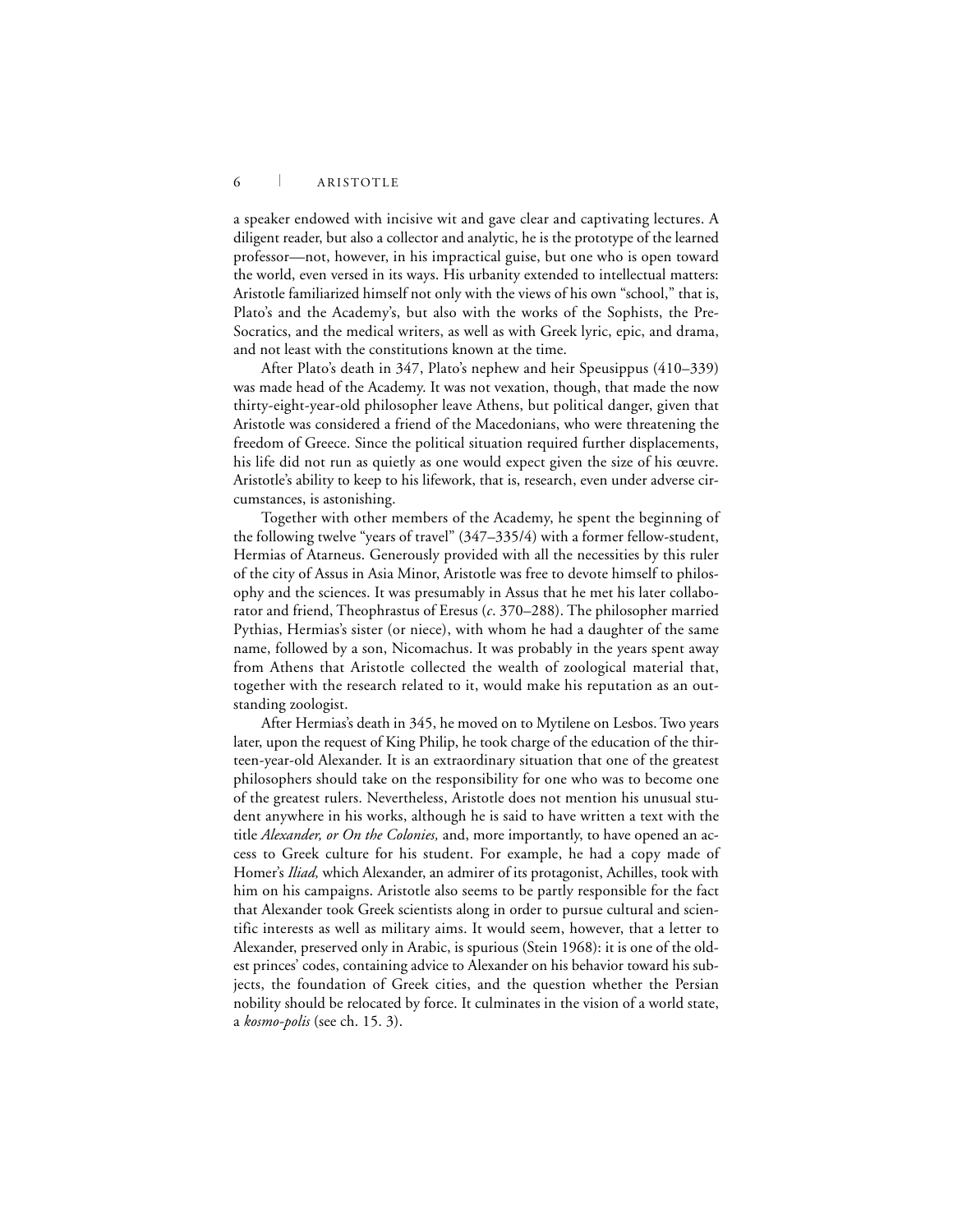a speaker endowed with incisive wit and gave clear and captivating lectures. A diligent reader, but also a collector and analytic, he is the prototype of the learned professor—not, however, in his impractical guise, but one who is open toward the world, even versed in its ways. His urbanity extended to intellectual matters: Aristotle familiarized himself not only with the views of his own "school," that is, Plato's and the Academy's, but also with the works of the Sophists, the Pre-Socratics, and the medical writers, as well as with Greek lyric, epic, and drama, and not least with the constitutions known at the time.

After Plato's death in 347, Plato's nephew and heir Speusippus (410–339) was made head of the Academy. It was not vexation, though, that made the now thirty-eight-year-old philosopher leave Athens, but political danger, given that Aristotle was considered a friend of the Macedonians, who were threatening the freedom of Greece. Since the political situation required further displacements, his life did not run as quietly as one would expect given the size of his œuvre. Aristotle's ability to keep to his lifework, that is, research, even under adverse circumstances, is astonishing.

Together with other members of the Academy, he spent the beginning of the following twelve "years of travel" (347–335/4) with a former fellow-student, Hermias of Atarneus. Generously provided with all the necessities by this ruler of the city of Assus in Asia Minor, Aristotle was free to devote himself to philosophy and the sciences. It was presumably in Assus that he met his later collaborator and friend, Theophrastus of Eresus (*c.* 370–288). The philosopher married Pythias, Hermias's sister (or niece), with whom he had a daughter of the same name, followed by a son, Nicomachus. It was probably in the years spent away from Athens that Aristotle collected the wealth of zoological material that, together with the research related to it, would make his reputation as an outstanding zoologist.

After Hermias's death in 345, he moved on to Mytilene on Lesbos. Two years later, upon the request of King Philip, he took charge of the education of the thirteen-year-old Alexander. It is an extraordinary situation that one of the greatest philosophers should take on the responsibility for one who was to become one of the greatest rulers. Nevertheless, Aristotle does not mention his unusual student anywhere in his works, although he is said to have written a text with the title *Alexander, or On the Colonies,* and, more importantly, to have opened an access to Greek culture for his student. For example, he had a copy made of Homer's *Iliad,* which Alexander, an admirer of its protagonist, Achilles, took with him on his campaigns. Aristotle also seems to be partly responsible for the fact that Alexander took Greek scientists along in order to pursue cultural and scientific interests as well as military aims. It would seem, however, that a letter to Alexander, preserved only in Arabic, is spurious (Stein 1968): it is one of the oldest princes' codes, containing advice to Alexander on his behavior toward his subjects, the foundation of Greek cities, and the question whether the Persian nobility should be relocated by force. It culminates in the vision of a world state, a *kosmo-polis* (see ch. 15. 3).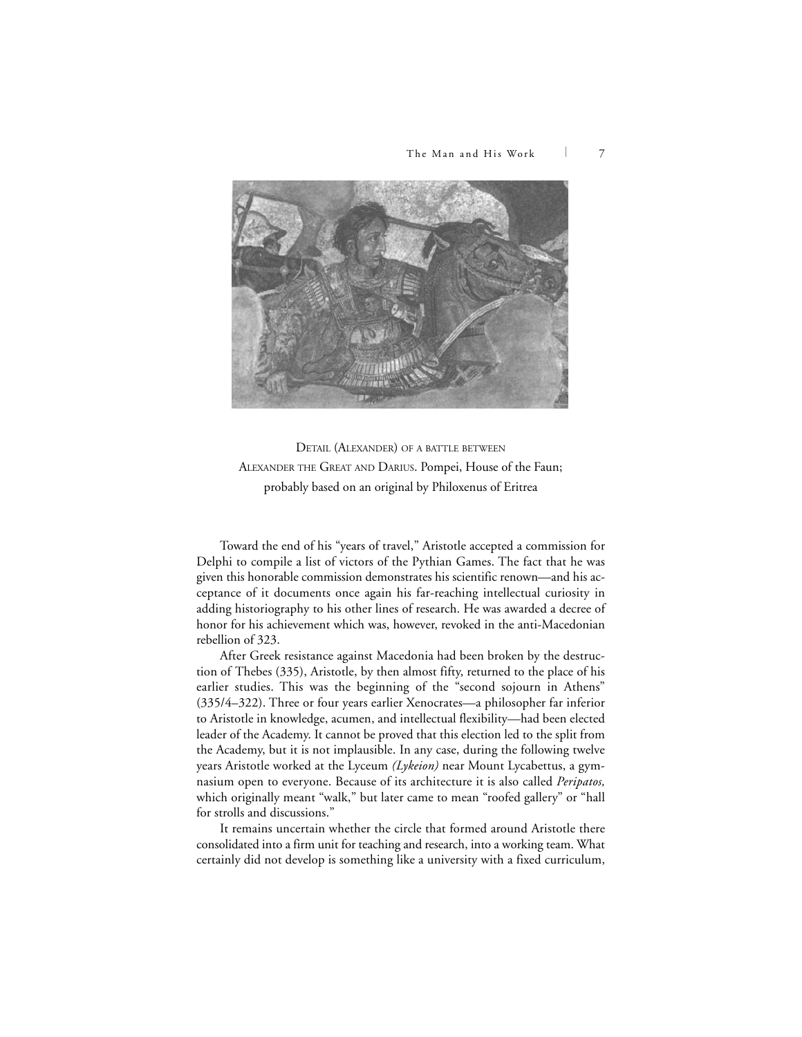Detail (Alexander) of a battle between Alexander the Great and Darius. Pompei, House of the Faun; probably based on an original by Philoxenus of Eritrea

Toward the end of his "years of travel," Aristotle accepted a commission for Delphi to compile a list of victors of the Pythian Games. The fact that he was given this honorable commission demonstrates his scientific renown—and his acceptance of it documents once again his far-reaching intellectual curiosity in adding historiography to his other lines of research. He was awarded a decree of honor for his achievement which was, however, revoked in the anti-Macedonian rebellion of 323.

After Greek resistance against Macedonia had been broken by the destruction of Thebes (335), Aristotle, by then almost fifty, returned to the place of his earlier studies. This was the beginning of the "second sojourn in Athens" (335/4–322). Three or four years earlier Xenocrates—a philosopher far inferior to Aristotle in knowledge, acumen, and intellectual flexibility—had been elected leader of the Academy. It cannot be proved that this election led to the split from the Academy, but it is not implausible. In any case, during the following twelve years Aristotle worked at the Lyceum *(Lykeion)* near Mount Lycabettus, a gymnasium open to everyone. Because of its architecture it is also called *Peripatos,* which originally meant "walk," but later came to mean "roofed gallery" or "hall for strolls and discussions."

It remains uncertain whether the circle that formed around Aristotle there consolidated into a firm unit for teaching and research, into a working team. What certainly did not develop is something like a university with a fixed curriculum,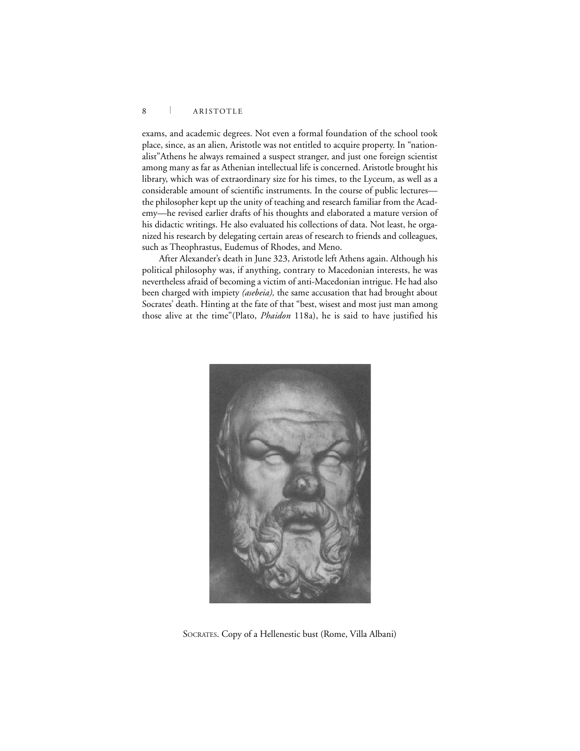exams, and academic degrees. Not even a formal foundation of the school took place, since, as an alien, Aristotle was not entitled to acquire property. In "nationalist" Athens he always remained a suspect stranger, and just one foreign scientist among many as far as Athenian intellectual life is concerned. Aristotle brought his library, which was of extraordinary size for his times, to the Lyceum, as well as a considerable amount of scientific instruments. In the course of public lectures—the philosopher kept up the unity of teaching and research familiar from the Academy—he revised earlier drafts of his thoughts and elaborated a mature version of his didactic writings. He also evaluated his collections of data. Not least, he organized his research by delegating certain areas of research to friends and colleagues, such as Theophrastus, Eudemus of Rhodes, and Meno.

After Alexander's death in June 323, Aristotle left Athens again. Although his political philosophy was, if anything, contrary to Macedonian interests, he was nevertheless afraid of becoming a victim of anti-Macedonian intrigue. He had also been charged with impiety *(asebeia),* the same accusation that had brought about Socrates' death. Hinting at the fate of that "best, wisest and most just man among those alive at the time" (Plato, *Phaidon* 118a), he is said to have justified his

SOCRATES. Copy of a Hellenestic bust (Rome, Villa Albani)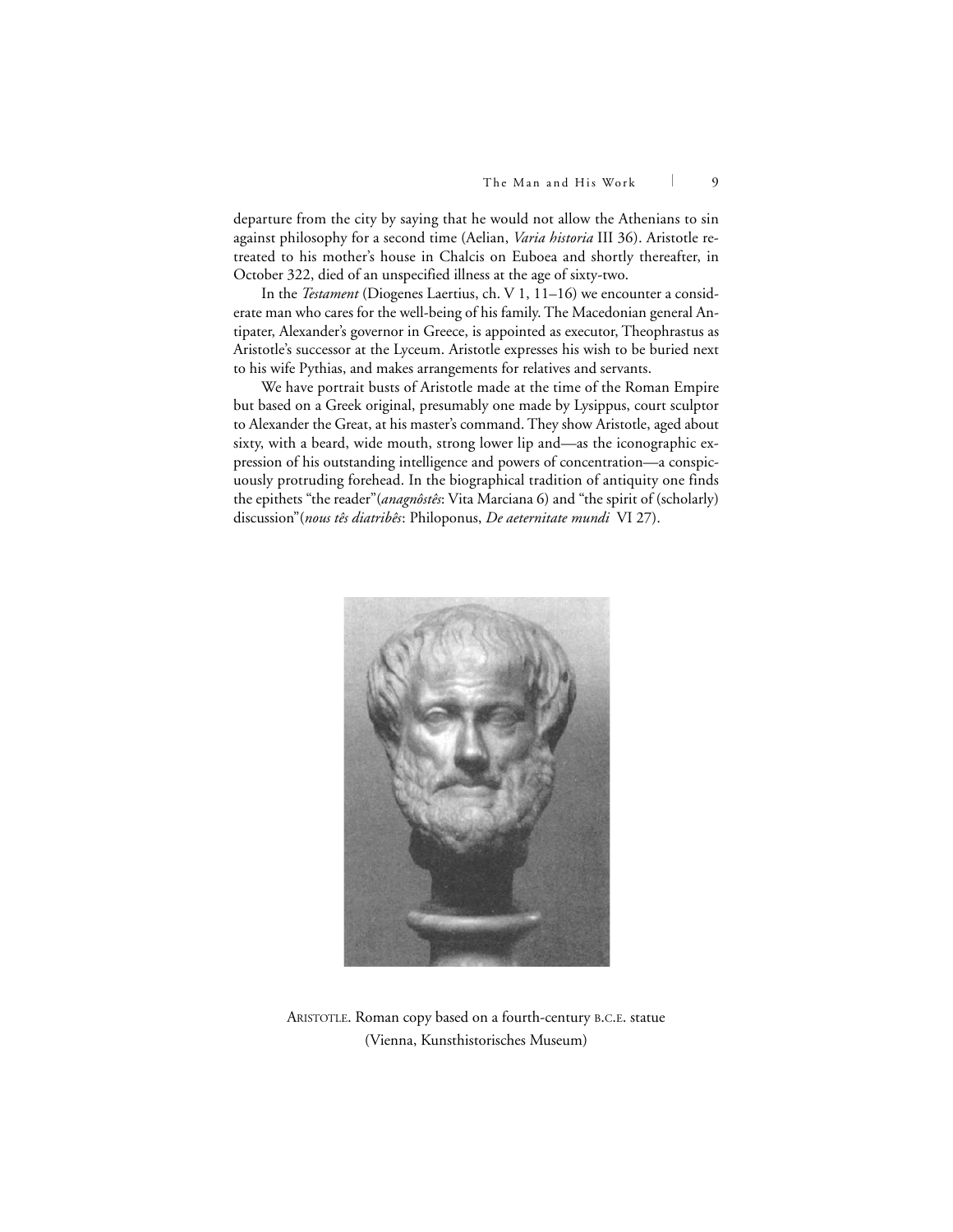departure from the city by saying that he would not allow the Athenians to sin against philosophy for a second time (Aelian, *Varia historia* III 36). Aristotle retreated to his mother's house in Chalcis on Euboea and shortly thereafter, in October 322, died of an unspecified illness at the age of sixty-two.

In the *Testament* (Diogenes Laertius, ch. V 1, 11–16) we encounter a considerate man who cares for the well-being of his family. The Macedonian general Antipater, Alexander's governor in Greece, is appointed as executor, Theophrastus as Aristotle's successor at the Lyceum. Aristotle expresses his wish to be buried next to his wife Pythias, and makes arrangements for relatives and servants.

We have portrait busts of Aristotle made at the time of the Roman Empire but based on a Greek original, presumably one made by Lysippus, court sculptor to Alexander the Great, at his master's command. They show Aristotle, aged about sixty, with a beard, wide mouth, strong lower lip and—as the iconographic expression of his outstanding intelligence and powers of concentration—a conspicuously protruding forehead. In the biographical tradition of antiquity one finds the epithets "the reader"(*anagnôstês*: Vita Marciana 6) and "the spirit of (scholarly) discussion"(*nous tês diatribês*: Philoponus, *De aeternitate mundi* VI 27).

ARISTOTLE. Roman copy based on a fourth-century B.C.E. statue (Vienna, Kunsthistorisches Museum)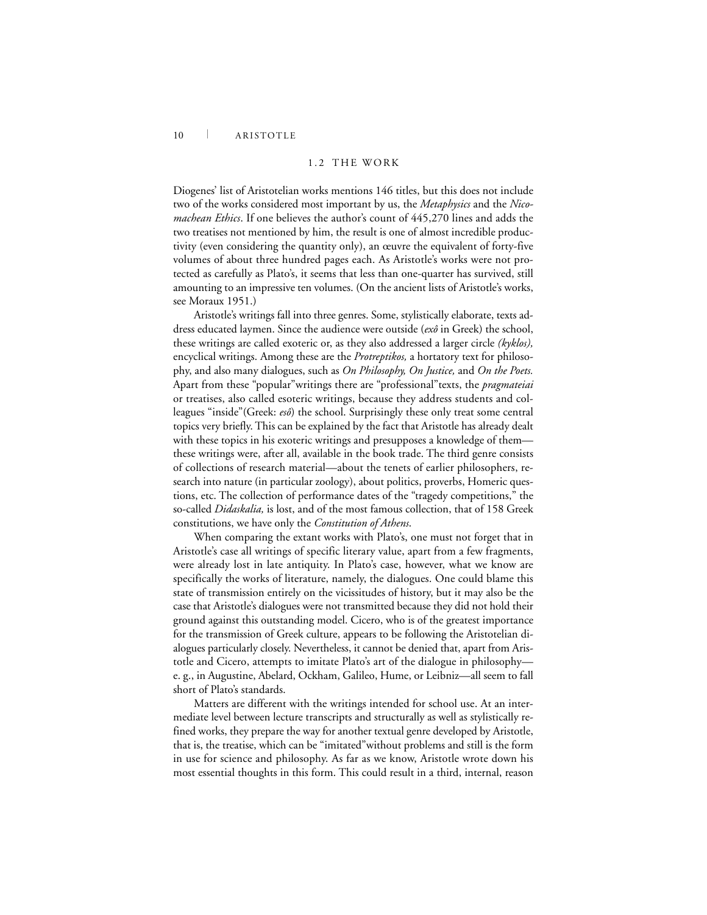## 1.2 THE WORK

Diogenes' list of Aristotelian works mentions 146 titles, but this does not include two of the works considered most important by us, the *Metaphysics* and the *Nicomachean Ethics*. If one believes the author's count of 445,270 lines and adds the two treatises not mentioned by him, the result is one of almost incredible productivity (even considering the quantity only), an œuvre the equivalent of forty-five volumes of about three hundred pages each. As Aristotle's works were not protected as carefully as Plato's, it seems that less than one-quarter has survived, still amounting to an impressive ten volumes. (On the ancient lists of Aristotle's works, see Moraux 1951.)

Aristotle's writings fall into three genres. Some, stylistically elaborate, texts address educated laymen. Since the audience were outside (***exô*** in Greek) the school, these writings are called exoteric or, as they also addressed a larger circle *(kyklos),* encyclical writings. Among these are the *Protreptikos,* a hortatory text for philosophy, and also many dialogues, such as *On Philosophy, On Justice,* and *On the Poets.* Apart from these "popular" writings there are "professional" texts, the *pragmateiai* or treatises, also called esoteric writings, because they address students and colleagues "inside" (Greek: *esô*) the school. Surprisingly these only treat some central topics very briefly. This can be explained by the fact that Aristotle has already dealt with these topics in his exoteric writings and presupposes a knowledge of them—these writings were, after all, available in the book trade. The third genre consists of collections of research material—about the tenets of earlier philosophers, research into nature (in particular zoology), about politics, proverbs, Homeric questions, etc. The collection of performance dates of the "tragedy competitions," the so-called *Didaskalia,* is lost, and of the most famous collection, that of 158 Greek constitutions, we have only the *Constitution of Athens*.

When comparing the extant works with Plato's, one must not forget that in Aristotle's case all writings of specific literary value, apart from a few fragments, were already lost in late antiquity. In Plato's case, however, what we know are specifically the works of literature, namely, the dialogues. One could blame this state of transmission entirely on the vicissitudes of history, but it may also be the case that Aristotle's dialogues were not transmitted because they did not hold their ground against this outstanding model. Cicero, who is of the greatest importance for the transmission of Greek culture, appears to be following the Aristotelian dialogues particularly closely. Nevertheless, it cannot be denied that, apart from Aristotle and Cicero, attempts to imitate Plato's art of the dialogue in philosophy—e. g., in Augustine, Abelard, Ockham, Galileo, Hume, or Leibniz—all seem to fall short of Plato's standards.

Matters are different with the writings intended for school use. At an intermediate level between lecture transcripts and structurally as well as stylistically refined works, they prepare the way for another textual genre developed by Aristotle, that is, the treatise, which can be "imitated" without problems and still is the form in use for science and philosophy. As far as we know, Aristotle wrote down his most essential thoughts in this form. This could result in a third, internal, reason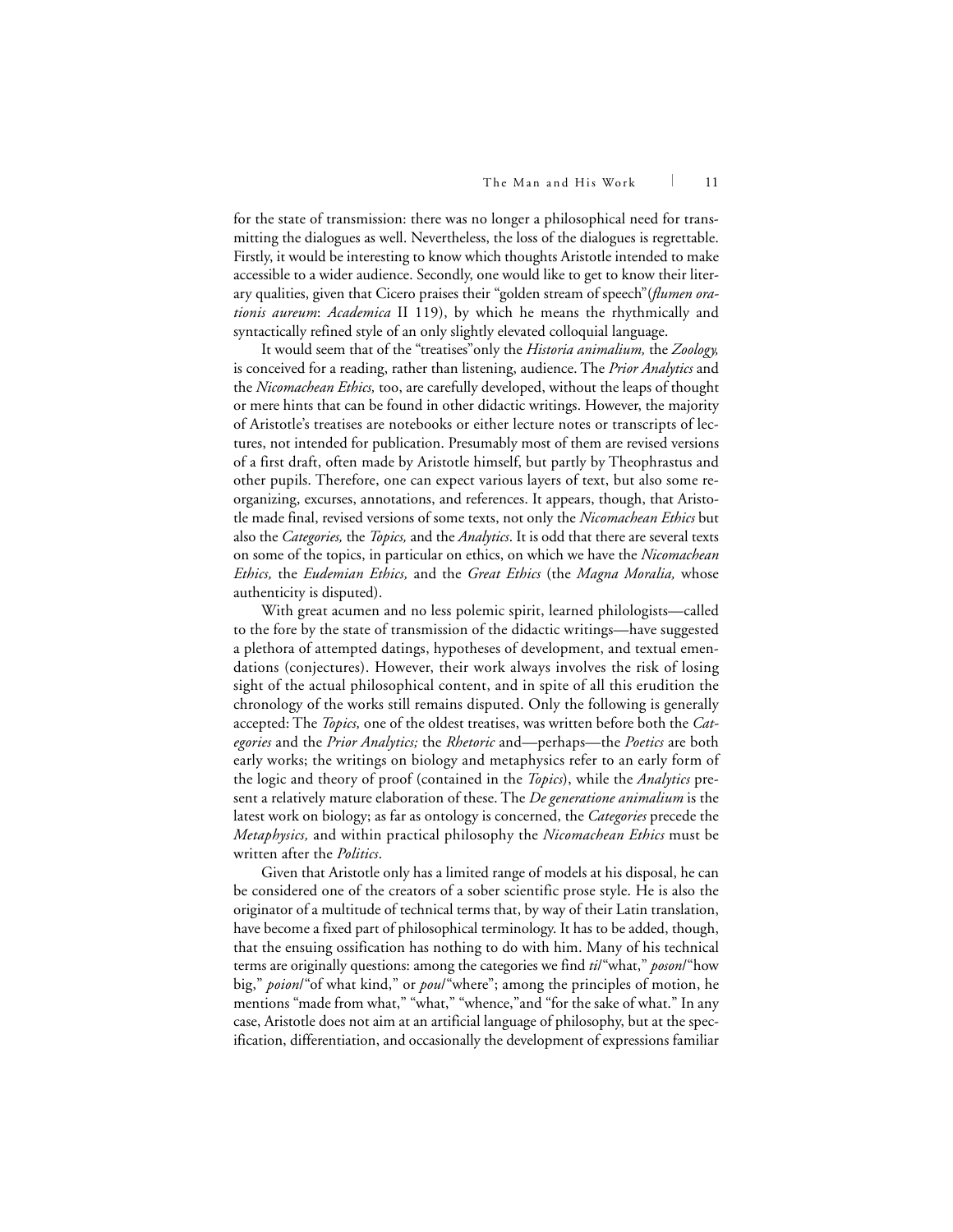for the state of transmission: there was no longer a philosophical need for transmitting the dialogues as well. Nevertheless, the loss of the dialogues is regrettable. Firstly, it would be interesting to know which thoughts Aristotle intended to make accessible to a wider audience. Secondly, one would like to get to know their literary qualities, given that Cicero praises their "golden stream of speech" (*flumen orationis aureum*: *Academica* II 119), by which he means the rhythmically and syntactically refined style of an only slightly elevated colloquial language.

It would seem that of the "treatises" only the *Historia animalium,* the *Zoology,* is conceived for a reading, rather than listening, audience. The *Prior Analytics* and the *Nicomachean Ethics,* too, are carefully developed, without the leaps of thought or mere hints that can be found in other didactic writings. However, the majority of Aristotle's treatises are notebooks or either lecture notes or transcripts of lectures, not intended for publication. Presumably most of them are revised versions of a first draft, often made by Aristotle himself, but partly by Theophrastus and other pupils. Therefore, one can expect various layers of text, but also some reorganizing, excurses, annotations, and references. It appears, though, that Aristotle made final, revised versions of some texts, not only the *Nicomachean Ethics* but also the *Categories,* the *Topics,* and the *Analytics*. It is odd that there are several texts on some of the topics, in particular on ethics, on which we have the *Nicomachean Ethics,* the *Eudemian Ethics,* and the *Great Ethics* (the *Magna Moralia,* whose authenticity is disputed).

With great acumen and no less polemic spirit, learned philologists—called to the fore by the state of transmission of the didactic writings—have suggested a plethora of attempted datings, hypotheses of development, and textual emendations (conjectures). However, their work always involves the risk of losing sight of the actual philosophical content, and in spite of all this erudition the chronology of the works still remains disputed. Only the following is generally accepted: The *Topics,* one of the oldest treatises, was written before both the *Categories* and the *Prior Analytics;* the *Rhetoric* and—perhaps—the *Poetics* are both early works; the writings on biology and metaphysics refer to an early form of the logic and theory of proof (contained in the *Topics*), while the *Analytics* present a relatively mature elaboration of these. The *De generatione animalium* is the latest work on biology; as far as ontology is concerned, the *Categories* precede the *Metaphysics,* and within practical philosophy the *Nicomachean Ethics* must be written after the *Politics*.

Given that Aristotle only has a limited range of models at his disposal, he can be considered one of the creators of a sober scientific prose style. He is also the originator of a multitude of technical terms that, by way of their Latin translation, have become a fixed part of philosophical terminology. It has to be added, though, that the ensuing ossification has nothing to do with him. Many of his technical terms are originally questions: among the categories we find *ti*/"what," *poson*/"how big," *poion*/"of what kind," or *pou*/"where"; among the principles of motion, he mentions "made from what," "what," "whence," and "for the sake of what." In any case, Aristotle does not aim at an artificial language of philosophy, but at the specification, differentiation, and occasionally the development of expressions familiar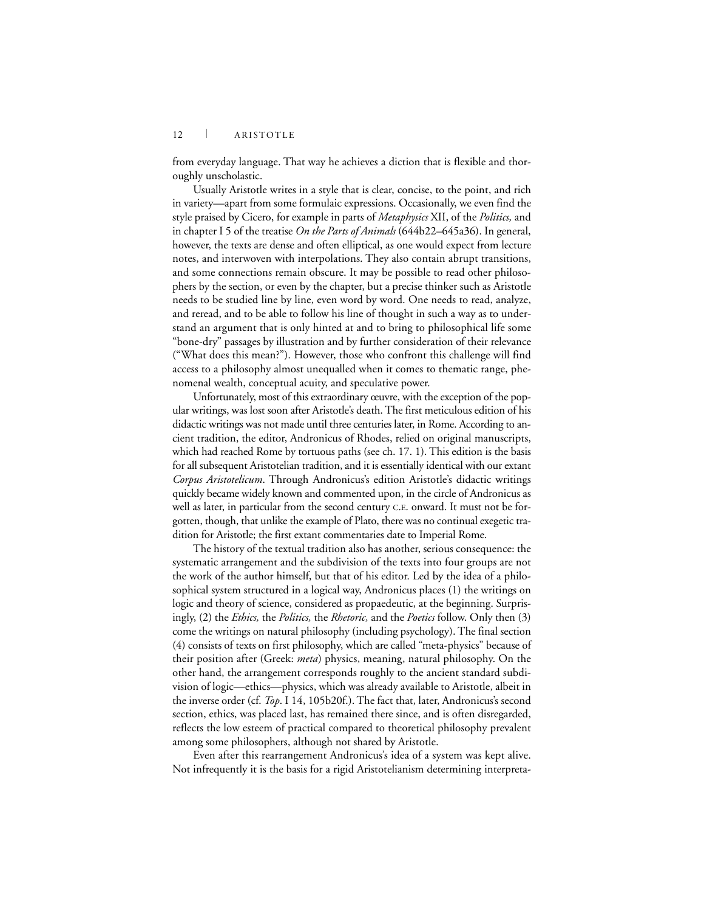from everyday language. That way he achieves a diction that is flexible and thoroughly unscholastic.

Usually Aristotle writes in a style that is clear, concise, to the point, and rich in variety—apart from some formulaic expressions. Occasionally, we even find the style praised by Cicero, for example in parts of *Metaphysics* XII, of the *Politics,* and in chapter I 5 of the treatise *On the Parts of Animals* (644b22–645a36). In general, however, the texts are dense and often elliptical, as one would expect from lecture notes, and interwoven with interpolations. They also contain abrupt transitions, and some connections remain obscure. It may be possible to read other philosophers by the section, or even by the chapter, but a precise thinker such as Aristotle needs to be studied line by line, even word by word. One needs to read, analyze, and reread, and to be able to follow his line of thought in such a way as to understand an argument that is only hinted at and to bring to philosophical life some "bone-dry" passages by illustration and by further consideration of their relevance ("What does this mean?"). However, those who confront this challenge will find access to a philosophy almost unequalled when it comes to thematic range, phenomenal wealth, conceptual acuity, and speculative power.

Unfortunately, most of this extraordinary œuvre, with the exception of the popular writings, was lost soon after Aristotle's death. The first meticulous edition of his didactic writings was not made until three centuries later, in Rome. According to ancient tradition, the editor, Andronicus of Rhodes, relied on original manuscripts, which had reached Rome by tortuous paths (see ch. 17. 1). This edition is the basis for all subsequent Aristotelian tradition, and it is essentially identical with our extant *Corpus Aristotelicum*. Through Andronicus's edition Aristotle's didactic writings quickly became widely known and commented upon, in the circle of Andronicus as well as later, in particular from the second century C.E. onward. It must not be forgotten, though, that unlike the example of Plato, there was no continual exegetic tradition for Aristotle; the first extant commentaries date to Imperial Rome.

The history of the textual tradition also has another, serious consequence: the systematic arrangement and the subdivision of the texts into four groups are not the work of the author himself, but that of his editor. Led by the idea of a philosophical system structured in a logical way, Andronicus places (1) the writings on logic and theory of science, considered as propaedeutic, at the beginning. Surprisingly, (2) the *Ethics,* the *Politics,* the *Rhetoric,* and the *Poetics* follow. Only then (3) come the writings on natural philosophy (including psychology). The final section (4) consists of texts on first philosophy, which are called "meta-physics" because of their position after (Greek: *meta*) physics, meaning, natural philosophy. On the other hand, the arrangement corresponds roughly to the ancient standard subdivision of logic—ethics—physics, which was already available to Aristotle, albeit in the inverse order (cf. *Top*. I 14, 105b20f.). The fact that, later, Andronicus's second section, ethics, was placed last, has remained there since, and is often disregarded, reflects the low esteem of practical compared to theoretical philosophy prevalent among some philosophers, although not shared by Aristotle.

Even after this rearrangement Andronicus's idea of a system was kept alive. Not infrequently it is the basis for a rigid Aristotelianism determining interpreta-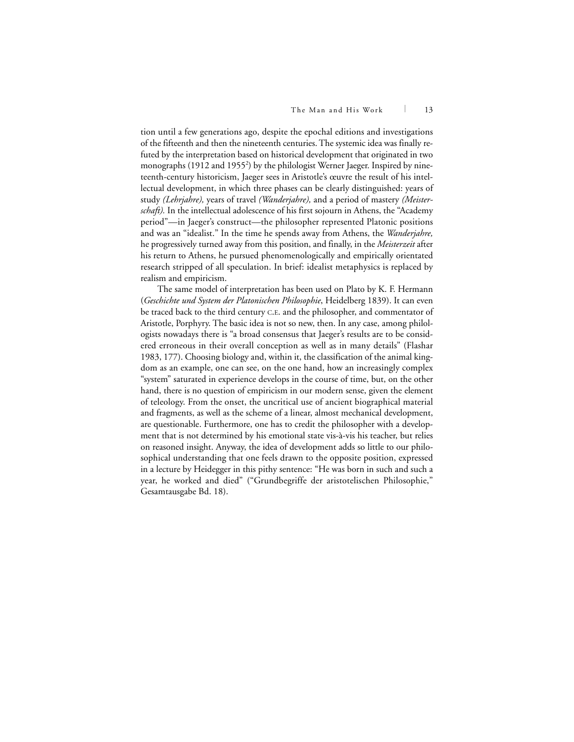tion until a few generations ago, despite the epochal editions and investigations of the fifteenth and then the nineteenth centuries. The systemic idea was finally refuted by the interpretation based on historical development that originated in two monographs (1912 and 1955[2]) by the philologist Werner Jaeger. Inspired by nineteenth-century historicism, Jaeger sees in Aristotle's œuvre the result of his intellectual development, in which three phases can be clearly distinguished: years of study *(Lehrjahre),* years of travel *(Wanderjahre),* and a period of mastery *(Meisterschaft).* In the intellectual adolescence of his first sojourn in Athens, the "Academy period"—in Jaeger's construct—the philosopher represented Platonic positions and was an "idealist." In the time he spends away from Athens, the *Wanderjahre,* he progressively turned away from this position, and finally, in the *Meisterzeit* after his return to Athens, he pursued phenomenologically and empirically orientated research stripped of all speculation. In brief: idealist metaphysics is replaced by realism and empiricism.

The same model of interpretation has been used on Plato by K. F. Hermann (*Geschichte und System der Platonischen Philosophie*, Heidelberg 1839). It can even be traced back to the third century C.E. and the philosopher, and commentator of Aristotle, Porphyry. The basic idea is not so new, then. In any case, among philologists nowadays there is "a broad consensus that Jaeger's results are to be considered erroneous in their overall conception as well as in many details" (Flashar 1983, 177). Choosing biology and, within it, the classification of the animal kingdom as an example, one can see, on the one hand, how an increasingly complex "system" saturated in experience develops in the course of time, but, on the other hand, there is no question of empiricism in our modern sense, given the element of teleology. From the onset, the uncritical use of ancient biographical material and fragments, as well as the scheme of a linear, almost mechanical development, are questionable. Furthermore, one has to credit the philosopher with a development that is not determined by his emotional state vis-à-vis his teacher, but relies on reasoned insight. Anyway, the idea of development adds so little to our philosophical understanding that one feels drawn to the opposite position, expressed in a lecture by Heidegger in this pithy sentence: "He was born in such and such a year, he worked and died" ("Grundbegriffe der aristotelischen Philosophie," Gesamtausgabe Bd. 18).